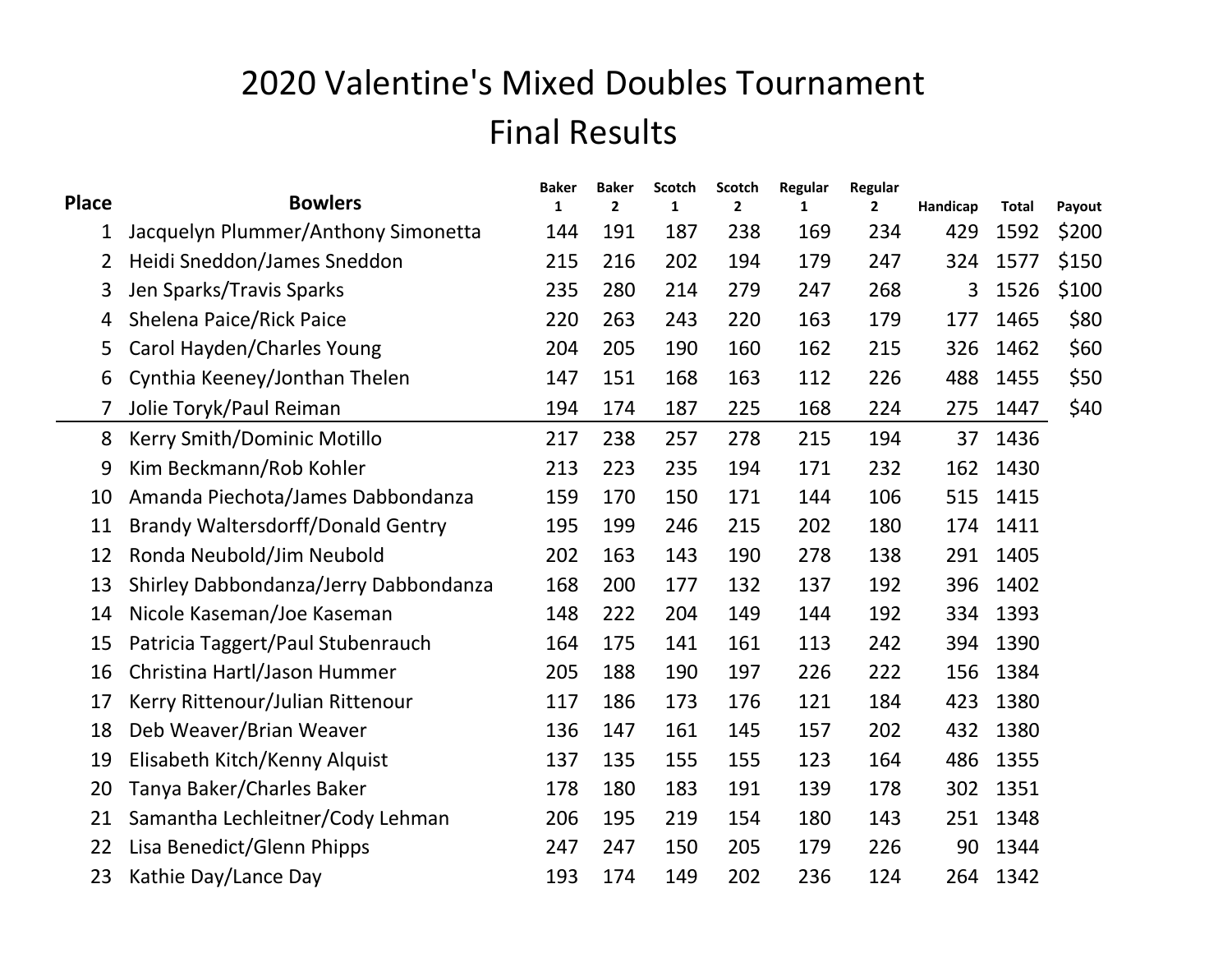# 2020 Valentine's Mixed Doubles Tournament

## Final Results

| Place | Bowlers | Baker 1 | Baker 2 | Scotch 1 | Scotch 2 | Regular 1 | Regular 2 | Handicap | Total | Payout |
|---|---|---|---|---|---|---|---|---|---|---|
| 1 | Jacquelyn Plummer/Anthony Simonetta | 144 | 191 | 187 | 238 | 169 | 234 | 429 | 1592 | $200 |
| 2 | Heidi Sneddon/James Sneddon | 215 | 216 | 202 | 194 | 179 | 247 | 324 | 1577 | $150 |
| 3 | Jen Sparks/Travis Sparks | 235 | 280 | 214 | 279 | 247 | 268 | 3 | 1526 | $100 |
| 4 | Shelena Paice/Rick Paice | 220 | 263 | 243 | 220 | 163 | 179 | 177 | 1465 | $80 |
| 5 | Carol Hayden/Charles Young | 204 | 205 | 190 | 160 | 162 | 215 | 326 | 1462 | $60 |
| 6 | Cynthia Keeney/Jonthan Thelen | 147 | 151 | 168 | 163 | 112 | 226 | 488 | 1455 | $50 |
| 7 | Jolie Toryk/Paul Reiman | 194 | 174 | 187 | 225 | 168 | 224 | 275 | 1447 | $40 |
| 8 | Kerry Smith/Dominic Motillo | 217 | 238 | 257 | 278 | 215 | 194 | 37 | 1436 | |
| 9 | Kim Beckmann/Rob Kohler | 213 | 223 | 235 | 194 | 171 | 232 | 162 | 1430 | |
| 10 | Amanda Piechota/James Dabbondanza | 159 | 170 | 150 | 171 | 144 | 106 | 515 | 1415 | |
| 11 | Brandy Waltersdorff/Donald Gentry | 195 | 199 | 246 | 215 | 202 | 180 | 174 | 1411 | |
| 12 | Ronda Neubold/Jim Neubold | 202 | 163 | 143 | 190 | 278 | 138 | 291 | 1405 | |
| 13 | Shirley Dabbondanza/Jerry Dabbondanza | 168 | 200 | 177 | 132 | 137 | 192 | 396 | 1402 | |
| 14 | Nicole Kaseman/Joe Kaseman | 148 | 222 | 204 | 149 | 144 | 192 | 334 | 1393 | |
| 15 | Patricia Taggert/Paul Stubenrauch | 164 | 175 | 141 | 161 | 113 | 242 | 394 | 1390 | |
| 16 | Christina Hartl/Jason Hummer | 205 | 188 | 190 | 197 | 226 | 222 | 156 | 1384 | |
| 17 | Kerry Rittenour/Julian Rittenour | 117 | 186 | 173 | 176 | 121 | 184 | 423 | 1380 | |
| 18 | Deb Weaver/Brian Weaver | 136 | 147 | 161 | 145 | 157 | 202 | 432 | 1380 | |
| 19 | Elisabeth Kitch/Kenny Alquist | 137 | 135 | 155 | 155 | 123 | 164 | 486 | 1355 | |
| 20 | Tanya Baker/Charles Baker | 178 | 180 | 183 | 191 | 139 | 178 | 302 | 1351 | |
| 21 | Samantha Lechleitner/Cody Lehman | 206 | 195 | 219 | 154 | 180 | 143 | 251 | 1348 | |
| 22 | Lisa Benedict/Glenn Phipps | 247 | 247 | 150 | 205 | 179 | 226 | 90 | 1344 | |
| 23 | Kathie Day/Lance Day | 193 | 174 | 149 | 202 | 236 | 124 | 264 | 1342 | |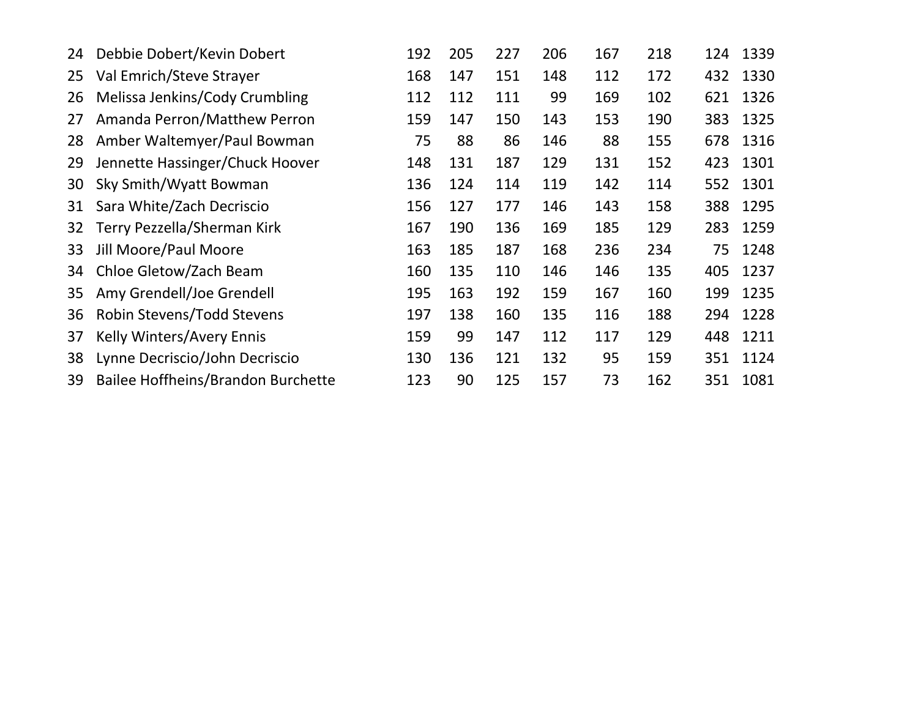| | | | | | | | | | |
|---|---|---|---|---|---|---|---|---|---|
| 24 | Debbie Dobert/Kevin Dobert | 192 | 205 | 227 | 206 | 167 | 218 | 124 | 1339 |
| 25 | Val Emrich/Steve Strayer | 168 | 147 | 151 | 148 | 112 | 172 | 432 | 1330 |
| 26 | Melissa Jenkins/Cody Crumbling | 112 | 112 | 111 | 99 | 169 | 102 | 621 | 1326 |
| 27 | Amanda Perron/Matthew Perron | 159 | 147 | 150 | 143 | 153 | 190 | 383 | 1325 |
| 28 | Amber Waltemyer/Paul Bowman | 75 | 88 | 86 | 146 | 88 | 155 | 678 | 1316 |
| 29 | Jennette Hassinger/Chuck Hoover | 148 | 131 | 187 | 129 | 131 | 152 | 423 | 1301 |
| 30 | Sky Smith/Wyatt Bowman | 136 | 124 | 114 | 119 | 142 | 114 | 552 | 1301 |
| 31 | Sara White/Zach Decriscio | 156 | 127 | 177 | 146 | 143 | 158 | 388 | 1295 |
| 32 | Terry Pezzella/Sherman Kirk | 167 | 190 | 136 | 169 | 185 | 129 | 283 | 1259 |
| 33 | Jill Moore/Paul Moore | 163 | 185 | 187 | 168 | 236 | 234 | 75 | 1248 |
| 34 | Chloe Gletow/Zach Beam | 160 | 135 | 110 | 146 | 146 | 135 | 405 | 1237 |
| 35 | Amy Grendell/Joe Grendell | 195 | 163 | 192 | 159 | 167 | 160 | 199 | 1235 |
| 36 | Robin Stevens/Todd Stevens | 197 | 138 | 160 | 135 | 116 | 188 | 294 | 1228 |
| 37 | Kelly Winters/Avery Ennis | 159 | 99 | 147 | 112 | 117 | 129 | 448 | 1211 |
| 38 | Lynne Decriscio/John Decriscio | 130 | 136 | 121 | 132 | 95 | 159 | 351 | 1124 |
| 39 | Bailee Hoffheins/Brandon Burchette | 123 | 90 | 125 | 157 | 73 | 162 | 351 | 1081 |